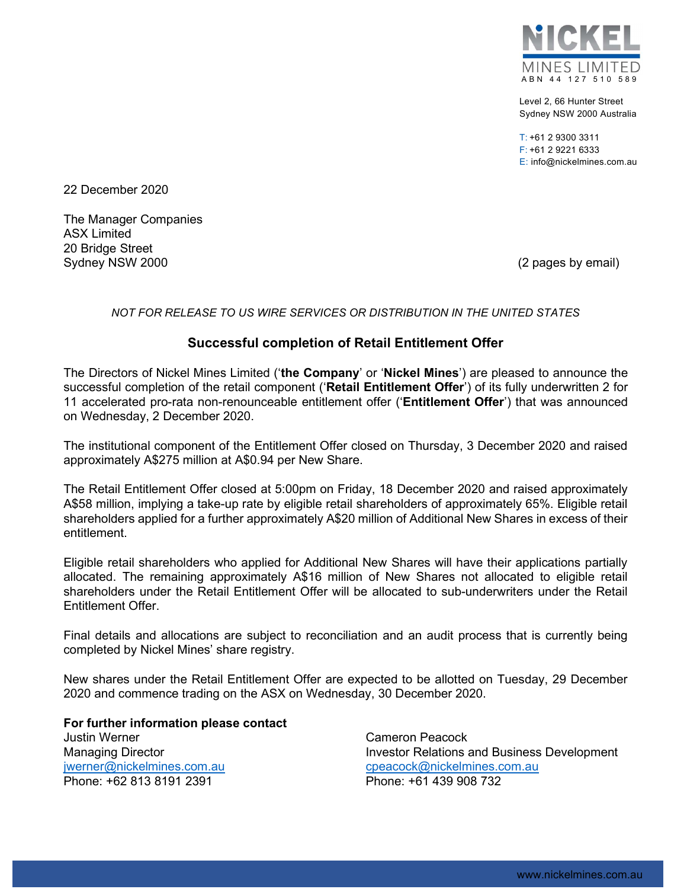NICKEL MINES LIMITED
ABN 44 127 510 589

Level 2, 66 Hunter Street
Sydney NSW 2000 Australia

T: +61 2 9300 3311
F: +61 2 9221 6333
E: info@nickelmines.com.au

22 December 2020

The Manager Companies
ASX Limited
20 Bridge Street
Sydney NSW 2000

(2 pages by email)

*NOT FOR RELEASE TO US WIRE SERVICES OR DISTRIBUTION IN THE UNITED STATES*

## Successful completion of Retail Entitlement Offer

The Directors of Nickel Mines Limited ('**the Company**' or '**Nickel Mines**') are pleased to announce the successful completion of the retail component ('**Retail Entitlement Offer**') of its fully underwritten 2 for 11 accelerated pro-rata non-renounceable entitlement offer ('**Entitlement Offer**') that was announced on Wednesday, 2 December 2020.

The institutional component of the Entitlement Offer closed on Thursday, 3 December 2020 and raised approximately A$275 million at A$0.94 per New Share.

The Retail Entitlement Offer closed at 5:00pm on Friday, 18 December 2020 and raised approximately A$58 million, implying a take-up rate by eligible retail shareholders of approximately 65%. Eligible retail shareholders applied for a further approximately A$20 million of Additional New Shares in excess of their entitlement.

Eligible retail shareholders who applied for Additional New Shares will have their applications partially allocated. The remaining approximately A$16 million of New Shares not allocated to eligible retail shareholders under the Retail Entitlement Offer will be allocated to sub-underwriters under the Retail Entitlement Offer.

Final details and allocations are subject to reconciliation and an audit process that is currently being completed by Nickel Mines' share registry.

New shares under the Retail Entitlement Offer are expected to be allotted on Tuesday, 29 December 2020 and commence trading on the ASX on Wednesday, 30 December 2020.

**For further information please contact**

Justin Werner
Managing Director
jwerner@nickelmines.com.au
Phone: +62 813 8191 2391

Cameron Peacock
Investor Relations and Business Development
cpeacock@nickelmines.com.au
Phone: +61 439 908 732

www.nickelmines.com.au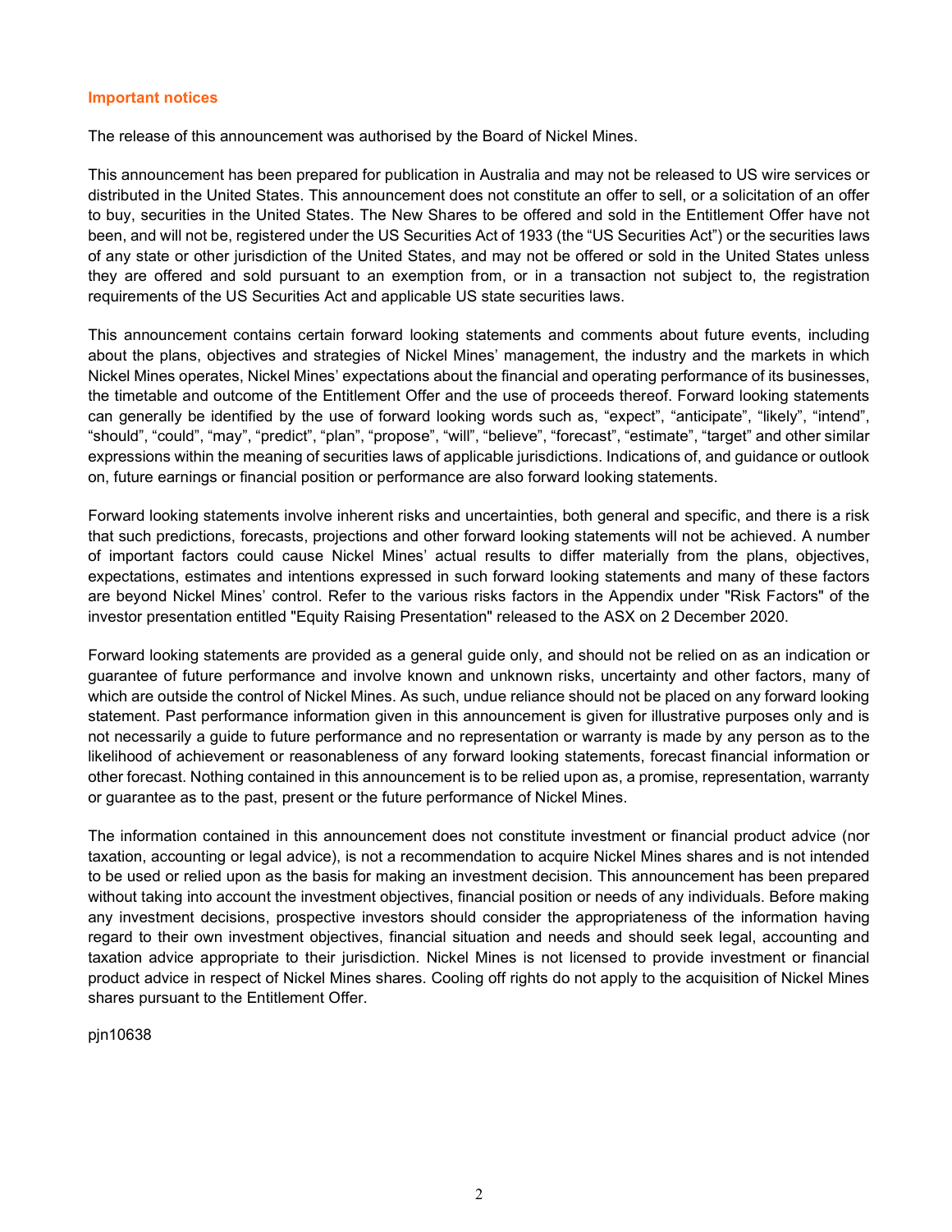## Important notices

The release of this announcement was authorised by the Board of Nickel Mines.

This announcement has been prepared for publication in Australia and may not be released to US wire services or distributed in the United States. This announcement does not constitute an offer to sell, or a solicitation of an offer to buy, securities in the United States. The New Shares to be offered and sold in the Entitlement Offer have not been, and will not be, registered under the US Securities Act of 1933 (the "US Securities Act") or the securities laws of any state or other jurisdiction of the United States, and may not be offered or sold in the United States unless they are offered and sold pursuant to an exemption from, or in a transaction not subject to, the registration requirements of the US Securities Act and applicable US state securities laws.

This announcement contains certain forward looking statements and comments about future events, including about the plans, objectives and strategies of Nickel Mines' management, the industry and the markets in which Nickel Mines operates, Nickel Mines' expectations about the financial and operating performance of its businesses, the timetable and outcome of the Entitlement Offer and the use of proceeds thereof. Forward looking statements can generally be identified by the use of forward looking words such as, "expect", "anticipate", "likely", "intend", "should", "could", "may", "predict", "plan", "propose", "will", "believe", "forecast", "estimate", "target" and other similar expressions within the meaning of securities laws of applicable jurisdictions. Indications of, and guidance or outlook on, future earnings or financial position or performance are also forward looking statements.

Forward looking statements involve inherent risks and uncertainties, both general and specific, and there is a risk that such predictions, forecasts, projections and other forward looking statements will not be achieved. A number of important factors could cause Nickel Mines' actual results to differ materially from the plans, objectives, expectations, estimates and intentions expressed in such forward looking statements and many of these factors are beyond Nickel Mines' control. Refer to the various risks factors in the Appendix under "Risk Factors" of the investor presentation entitled "Equity Raising Presentation" released to the ASX on 2 December 2020.

Forward looking statements are provided as a general guide only, and should not be relied on as an indication or guarantee of future performance and involve known and unknown risks, uncertainty and other factors, many of which are outside the control of Nickel Mines. As such, undue reliance should not be placed on any forward looking statement. Past performance information given in this announcement is given for illustrative purposes only and is not necessarily a guide to future performance and no representation or warranty is made by any person as to the likelihood of achievement or reasonableness of any forward looking statements, forecast financial information or other forecast. Nothing contained in this announcement is to be relied upon as, a promise, representation, warranty or guarantee as to the past, present or the future performance of Nickel Mines.

The information contained in this announcement does not constitute investment or financial product advice (nor taxation, accounting or legal advice), is not a recommendation to acquire Nickel Mines shares and is not intended to be used or relied upon as the basis for making an investment decision. This announcement has been prepared without taking into account the investment objectives, financial position or needs of any individuals. Before making any investment decisions, prospective investors should consider the appropriateness of the information having regard to their own investment objectives, financial situation and needs and should seek legal, accounting and taxation advice appropriate to their jurisdiction. Nickel Mines is not licensed to provide investment or financial product advice in respect of Nickel Mines shares. Cooling off rights do not apply to the acquisition of Nickel Mines shares pursuant to the Entitlement Offer.

pjn10638